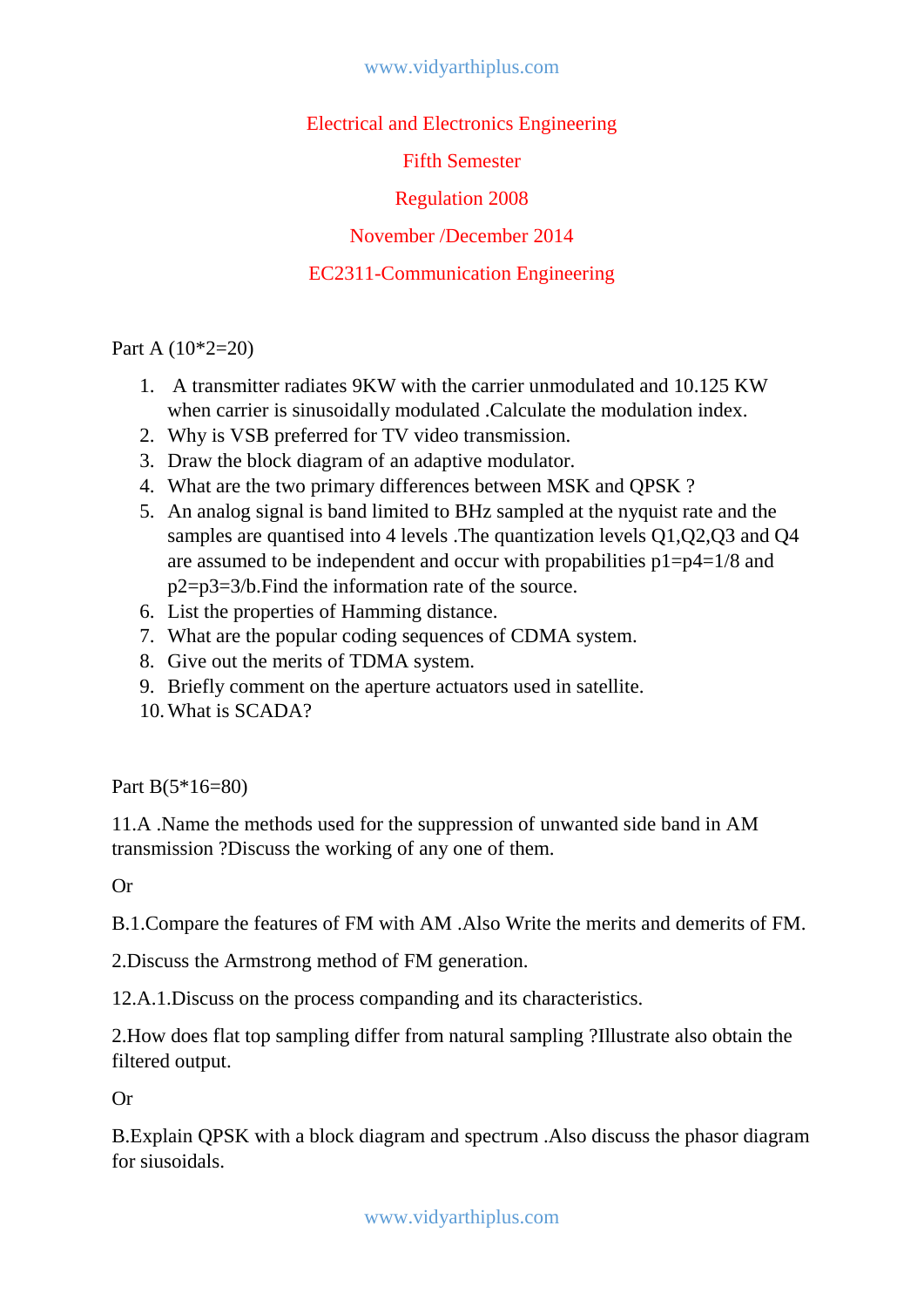# Electrical and Electronics Engineering

## Fifth Semester

## Regulation 2008

## November /December 2014

## EC2311-Communication Engineering

Part A (10*2=20)

1. A transmitter radiates 9KW with the carrier unmodulated and 10.125 KW when carrier is sinusoidally modulated .Calculate the modulation index.
2. Why is VSB preferred for TV video transmission.
3. Draw the block diagram of an adaptive modulator.
4. What are the two primary differences between MSK and QPSK ?
5. An analog signal is band limited to BHz sampled at the nyquist rate and the samples are quantised into 4 levels .The quantization levels Q1,Q2,Q3 and Q4 are assumed to be independent and occur with propabilities $p1=p4=1/8$ and $p2=p3=3/b$.Find the information rate of the source.
6. List the properties of Hamming distance.
7. What are the popular coding sequences of CDMA system.
8. Give out the merits of TDMA system.
9. Briefly comment on the aperture actuators used in satellite.
10. What is SCADA?

Part B(5*16=80)

11.A .Name the methods used for the suppression of unwanted side band in AM transmission ?Discuss the working of any one of them.

Or

B.1.Compare the features of FM with AM .Also Write the merits and demerits of FM.

2.Discuss the Armstrong method of FM generation.

12.A.1.Discuss on the process companding and its characteristics.

2.How does flat top sampling differ from natural sampling ?Illustrate also obtain the filtered output.

Or

B.Explain QPSK with a block diagram and spectrum .Also discuss the phasor diagram for siusoidals.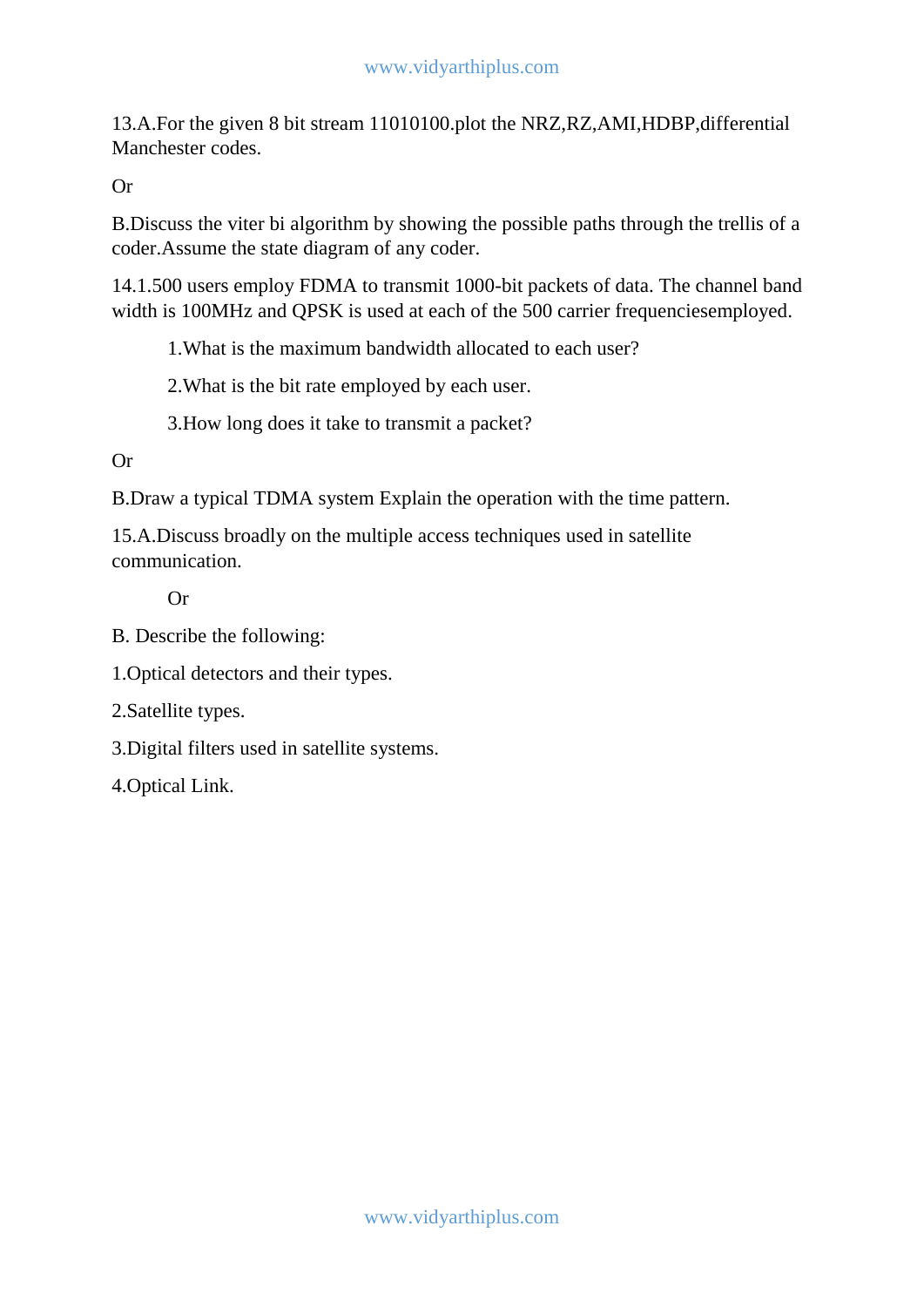13.A.For the given 8 bit stream 11010100.plot the NRZ,RZ,AMI,HDBP,differential Manchester codes.

Or

B.Discuss the viter bi algorithm by showing the possible paths through the trellis of a coder.Assume the state diagram of any coder.

14.1.500 users employ FDMA to transmit 1000-bit packets of data. The channel band width is 100MHz and QPSK is used at each of the 500 carrier frequenciesemployed.

> 1.What is the maximum bandwidth allocated to each user?
>
> 2.What is the bit rate employed by each user.
>
> 3.How long does it take to transmit a packet?

Or

B.Draw a typical TDMA system Explain the operation with the time pattern.

15.A.Discuss broadly on the multiple access techniques used in satellite communication.

Or

B. Describe the following:

1.Optical detectors and their types.

2.Satellite types.

3.Digital filters used in satellite systems.

4.Optical Link.